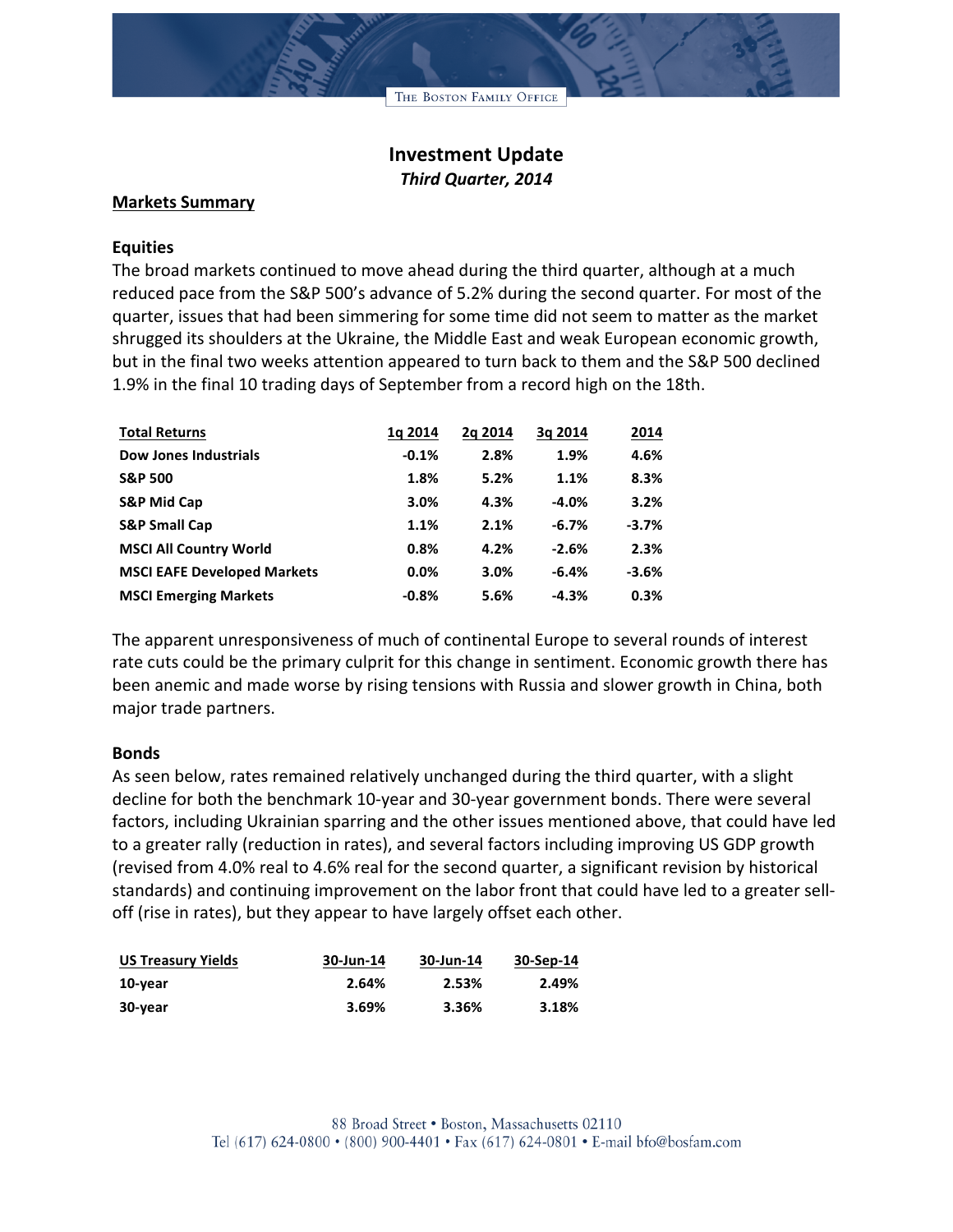# Investment Update

*Third Quarter, 2014*

## Markets Summary

### Equities

The broad markets continued to move ahead during the third quarter, although at a much reduced pace from the S&P 500's advance of 5.2% during the second quarter. For most of the quarter, issues that had been simmering for some time did not seem to matter as the market shrugged its shoulders at the Ukraine, the Middle East and weak European economic growth, but in the final two weeks attention appeared to turn back to them and the S&P 500 declined 1.9% in the final 10 trading days of September from a record high on the 18th.

| Total Returns | 1q 2014 | 2q 2014 | 3q 2014 | 2014 |
|---|---|---|---|---|
| **Dow Jones Industrials** | -0.1% | 2.8% | 1.9% | 4.6% |
| **S&P 500** | 1.8% | 5.2% | 1.1% | 8.3% |
| **S&P Mid Cap** | 3.0% | 4.3% | -4.0% | 3.2% |
| **S&P Small Cap** | 1.1% | 2.1% | -6.7% | -3.7% |
| **MSCI All Country World** | 0.8% | 4.2% | -2.6% | 2.3% |
| **MSCI EAFE Developed Markets** | 0.0% | 3.0% | -6.4% | -3.6% |
| **MSCI Emerging Markets** | -0.8% | 5.6% | -4.3% | 0.3% |

The apparent unresponsiveness of much of continental Europe to several rounds of interest rate cuts could be the primary culprit for this change in sentiment. Economic growth there has been anemic and made worse by rising tensions with Russia and slower growth in China, both major trade partners.

### Bonds

As seen below, rates remained relatively unchanged during the third quarter, with a slight decline for both the benchmark 10-year and 30-year government bonds. There were several factors, including Ukrainian sparring and the other issues mentioned above, that could have led to a greater rally (reduction in rates), and several factors including improving US GDP growth (revised from 4.0% real to 4.6% real for the second quarter, a significant revision by historical standards) and continuing improvement on the labor front that could have led to a greater sell-off (rise in rates), but they appear to have largely offset each other.

| US Treasury Yields | 30-Jun-14 | 30-Jun-14 | 30-Sep-14 |
|---|---|---|---|
| **10-year** | 2.64% | 2.53% | 2.49% |
| **30-year** | 3.69% | 3.36% | 3.18% |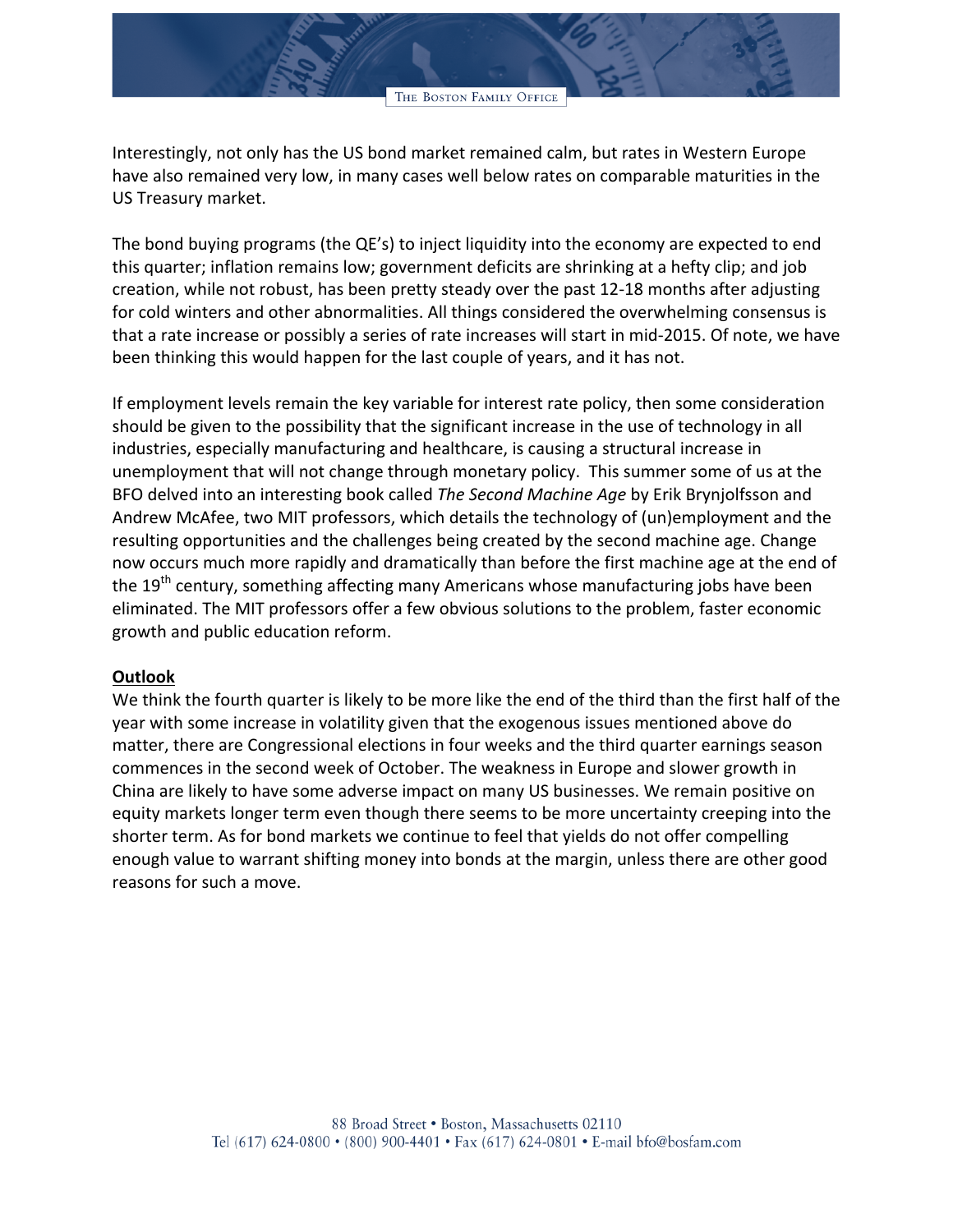Interestingly, not only has the US bond market remained calm, but rates in Western Europe have also remained very low, in many cases well below rates on comparable maturities in the US Treasury market.

The bond buying programs (the QE's) to inject liquidity into the economy are expected to end this quarter; inflation remains low; government deficits are shrinking at a hefty clip; and job creation, while not robust, has been pretty steady over the past 12-18 months after adjusting for cold winters and other abnormalities. All things considered the overwhelming consensus is that a rate increase or possibly a series of rate increases will start in mid-2015. Of note, we have been thinking this would happen for the last couple of years, and it has not.

If employment levels remain the key variable for interest rate policy, then some consideration should be given to the possibility that the significant increase in the use of technology in all industries, especially manufacturing and healthcare, is causing a structural increase in unemployment that will not change through monetary policy. This summer some of us at the BFO delved into an interesting book called *The Second Machine Age* by Erik Brynjolfsson and Andrew McAfee, two MIT professors, which details the technology of (un)employment and the resulting opportunities and the challenges being created by the second machine age. Change now occurs much more rapidly and dramatically than before the first machine age at the end of the 19th century, something affecting many Americans whose manufacturing jobs have been eliminated. The MIT professors offer a few obvious solutions to the problem, faster economic growth and public education reform.

**Outlook**

We think the fourth quarter is likely to be more like the end of the third than the first half of the year with some increase in volatility given that the exogenous issues mentioned above do matter, there are Congressional elections in four weeks and the third quarter earnings season commences in the second week of October. The weakness in Europe and slower growth in China are likely to have some adverse impact on many US businesses. We remain positive on equity markets longer term even though there seems to be more uncertainty creeping into the shorter term. As for bond markets we continue to feel that yields do not offer compelling enough value to warrant shifting money into bonds at the margin, unless there are other good reasons for such a move.

88 Broad Street • Boston, Massachusetts 02110
Tel (617) 624-0800 • (800) 900-4401 • Fax (617) 624-0801 • E-mail bfo@bosfam.com